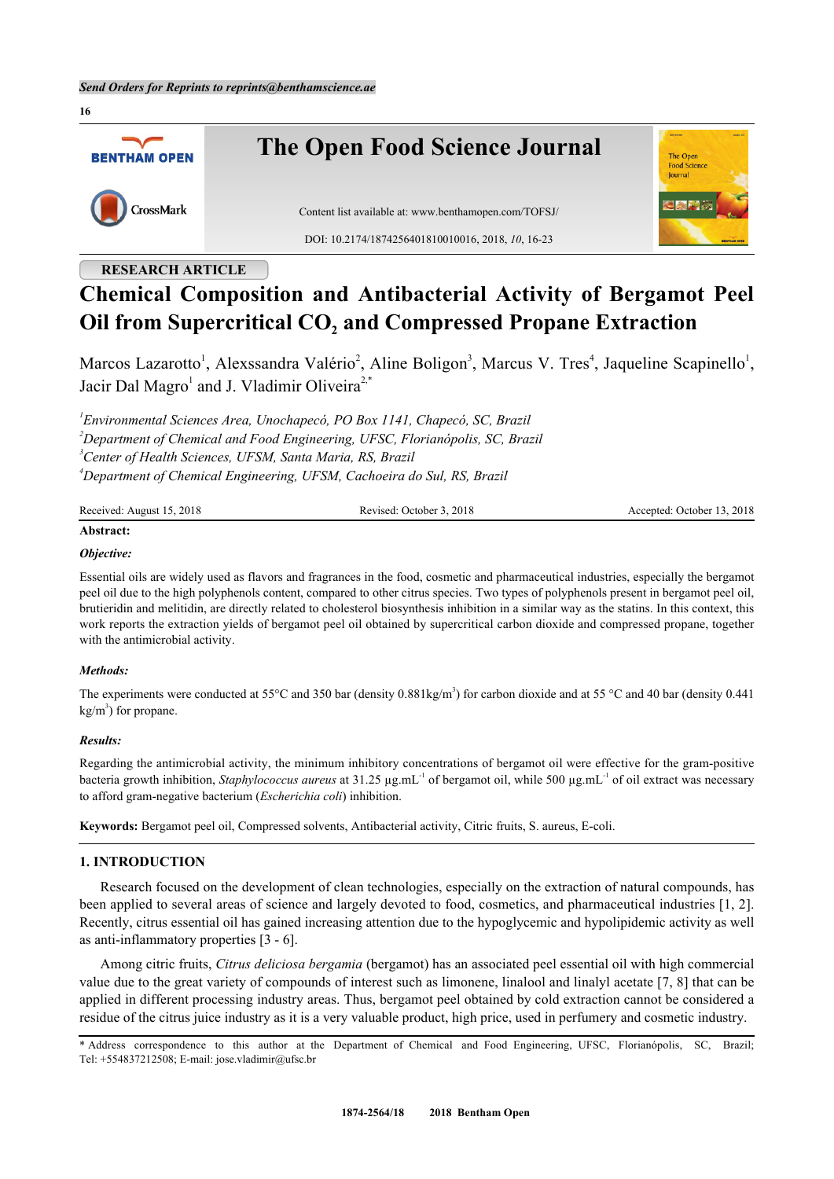RESEARCH ARTICLE

# Chemical Composition and Antibacterial Activity of Bergamot Peel Oil from Supercritical $CO_2$ and Compressed Propane Extraction

Marcos Lazarotto[1], Alexssandra Valério[2], Aline Boligon[3], Marcus V. Tres[4], Jaqueline Scapinello[1], Jacir Dal Magro[1] and J. Vladimir Oliveira[2,*]

[1]*Environmental Sciences Area, Unochapecó, PO Box 1141, Chapecó, SC, Brazil*
[2]*Department of Chemical and Food Engineering, UFSC, Florianópolis, SC, Brazil*
[3]*Center of Health Sciences, UFSM, Santa Maria, RS, Brazil*
[4]*Department of Chemical Engineering, UFSM, Cachoeira do Sul, RS, Brazil*

Received: August 15, 2018 | Revised: October 3, 2018 | Accepted: October 13, 2018

**Abstract:**

***Objective:***

Essential oils are widely used as flavors and fragrances in the food, cosmetic and pharmaceutical industries, especially the bergamot peel oil due to the high polyphenols content, compared to other citrus species. Two types of polyphenols present in bergamot peel oil, brutieridin and melitidin, are directly related to cholesterol biosynthesis inhibition in a similar way as the statins. In this context, this work reports the extraction yields of bergamot peel oil obtained by supercritical carbon dioxide and compressed propane, together with the antimicrobial activity.

***Methods:***

The experiments were conducted at 55°C and 350 bar (density 0.881kg/m$^3$) for carbon dioxide and at 55 °C and 40 bar (density 0.441 kg/m$^3$) for propane.

***Results:***

Regarding the antimicrobial activity, the minimum inhibitory concentrations of bergamot oil were effective for the gram-positive bacteria growth inhibition, *Staphylococcus aureus* at 31.25 μg.mL$^{-1}$ of bergamot oil, while 500 μg.mL$^{-1}$ of oil extract was necessary to afford gram-negative bacterium (*Escherichia coli*) inhibition.

**Keywords:** Bergamot peel oil, Compressed solvents, Antibacterial activity, Citric fruits, S. aureus, E-coli.

## 1. INTRODUCTION

Research focused on the development of clean technologies, especially on the extraction of natural compounds, has been applied to several areas of science and largely devoted to food, cosmetics, and pharmaceutical industries [1, 2]. Recently, citrus essential oil has gained increasing attention due to the hypoglycemic and hypolipidemic activity as well as anti-inflammatory properties [3 - 6].

Among citric fruits, *Citrus deliciosa bergamia* (bergamot) has an associated peel essential oil with high commercial value due to the great variety of compounds of interest such as limonene, linalool and linalyl acetate [7, 8] that can be applied in different processing industry areas. Thus, bergamot peel obtained by cold extraction cannot be considered a residue of the citrus juice industry as it is a very valuable product, high price, used in perfumery and cosmetic industry.

* Address correspondence to this author at the Department of Chemical and Food Engineering, UFSC, Florianópolis, SC, Brazil; Tel: +554837212508; E-mail: jose.vladimir@ufsc.br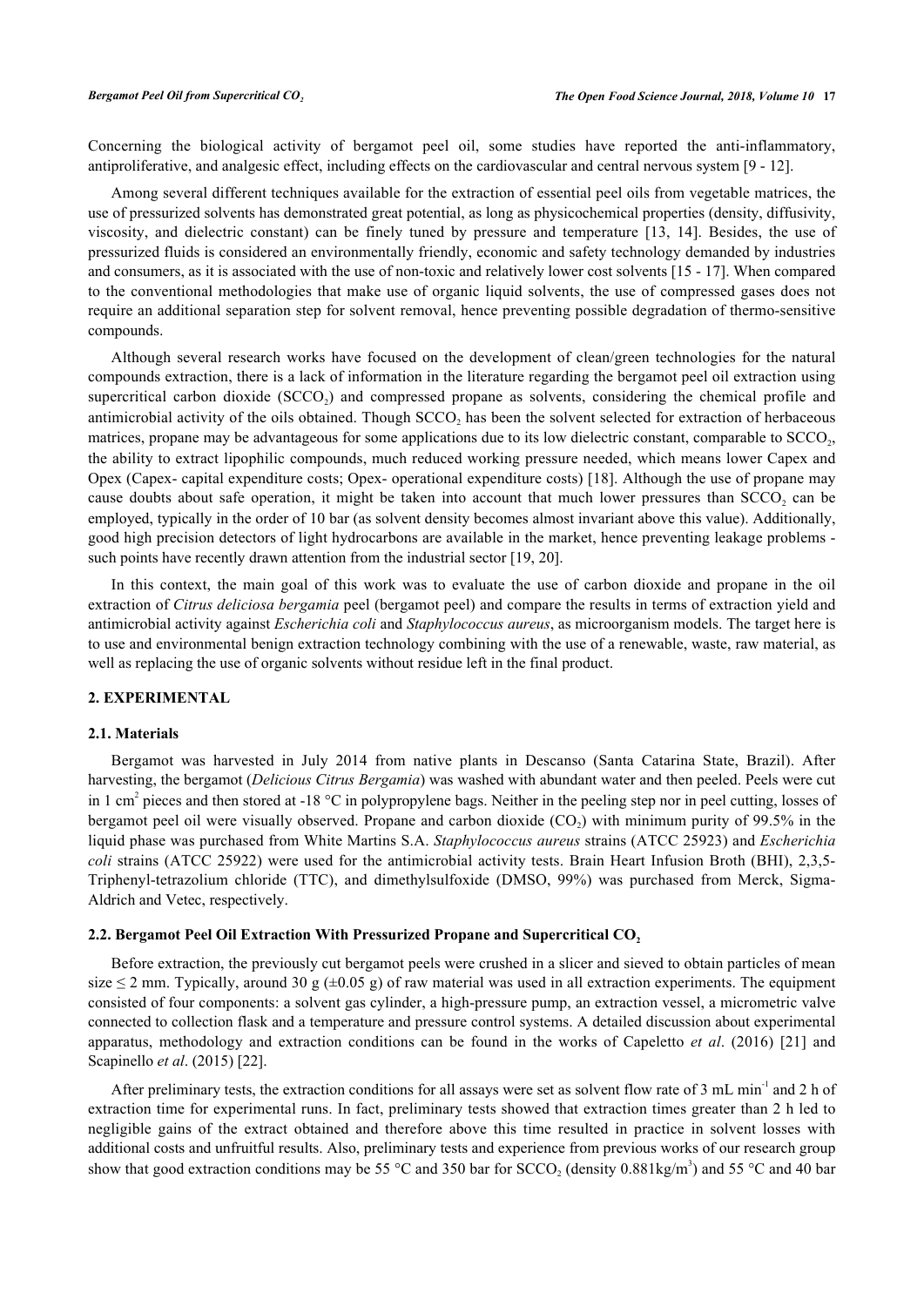Concerning the biological activity of bergamot peel oil, some studies have reported the anti-inflammatory, antiproliferative, and analgesic effect, including effects on the cardiovascular and central nervous system [9 - 12].

Among several different techniques available for the extraction of essential peel oils from vegetable matrices, the use of pressurized solvents has demonstrated great potential, as long as physicochemical properties (density, diffusivity, viscosity, and dielectric constant) can be finely tuned by pressure and temperature [13, 14]. Besides, the use of pressurized fluids is considered an environmentally friendly, economic and safety technology demanded by industries and consumers, as it is associated with the use of non-toxic and relatively lower cost solvents [15 - 17]. When compared to the conventional methodologies that make use of organic liquid solvents, the use of compressed gases does not require an additional separation step for solvent removal, hence preventing possible degradation of thermo-sensitive compounds.

Although several research works have focused on the development of clean/green technologies for the natural compounds extraction, there is a lack of information in the literature regarding the bergamot peel oil extraction using supercritical carbon dioxide ($SCCO_2$) and compressed propane as solvents, considering the chemical profile and antimicrobial activity of the oils obtained. Though $SCCO_2$ has been the solvent selected for extraction of herbaceous matrices, propane may be advantageous for some applications due to its low dielectric constant, comparable to $SCCO_2$, the ability to extract lipophilic compounds, much reduced working pressure needed, which means lower Capex and Opex (Capex- capital expenditure costs; Opex- operational expenditure costs) [18]. Although the use of propane may cause doubts about safe operation, it might be taken into account that much lower pressures than $SCCO_2$ can be employed, typically in the order of 10 bar (as solvent density becomes almost invariant above this value). Additionally, good high precision detectors of light hydrocarbons are available in the market, hence preventing leakage problems - such points have recently drawn attention from the industrial sector [19, 20].

In this context, the main goal of this work was to evaluate the use of carbon dioxide and propane in the oil extraction of *Citrus deliciosa bergamia* peel (bergamot peel) and compare the results in terms of extraction yield and antimicrobial activity against *Escherichia coli* and *Staphylococcus aureus*, as microorganism models. The target here is to use and environmental benign extraction technology combining with the use of a renewable, waste, raw material, as well as replacing the use of organic solvents without residue left in the final product.

## 2. EXPERIMENTAL

### 2.1. Materials

Bergamot was harvested in July 2014 from native plants in Descanso (Santa Catarina State, Brazil). After harvesting, the bergamot (*Delicious Citrus Bergamia*) was washed with abundant water and then peeled. Peels were cut in 1 $cm^2$ pieces and then stored at -18 °C in polypropylene bags. Neither in the peeling step nor in peel cutting, losses of bergamot peel oil were visually observed. Propane and carbon dioxide ($CO_2$) with minimum purity of 99.5% in the liquid phase was purchased from White Martins S.A. *Staphylococcus aureus* strains (ATCC 25923) and *Escherichia coli* strains (ATCC 25922) were used for the antimicrobial activity tests. Brain Heart Infusion Broth (BHI), 2,3,5-Triphenyl-tetrazolium chloride (TTC), and dimethylsulfoxide (DMSO, 99%) was purchased from Merck, Sigma-Aldrich and Vetec, respectively.

### 2.2. Bergamot Peel Oil Extraction With Pressurized Propane and Supercritical $CO_2$

Before extraction, the previously cut bergamot peels were crushed in a slicer and sieved to obtain particles of mean size ≤ 2 mm. Typically, around 30 g (±0.05 g) of raw material was used in all extraction experiments. The equipment consisted of four components: a solvent gas cylinder, a high-pressure pump, an extraction vessel, a micrometric valve connected to collection flask and a temperature and pressure control systems. A detailed discussion about experimental apparatus, methodology and extraction conditions can be found in the works of Capeletto *et al*. (2016) [21] and Scapinello *et al*. (2015) [22].

After preliminary tests, the extraction conditions for all assays were set as solvent flow rate of 3 mL $min^{-1}$ and 2 h of extraction time for experimental runs. In fact, preliminary tests showed that extraction times greater than 2 h led to negligible gains of the extract obtained and therefore above this time resulted in practice in solvent losses with additional costs and unfruitful results. Also, preliminary tests and experience from previous works of our research group show that good extraction conditions may be 55 °C and 350 bar for $SCCO_2$ (density 0.881kg/$m^3$) and 55 °C and 40 bar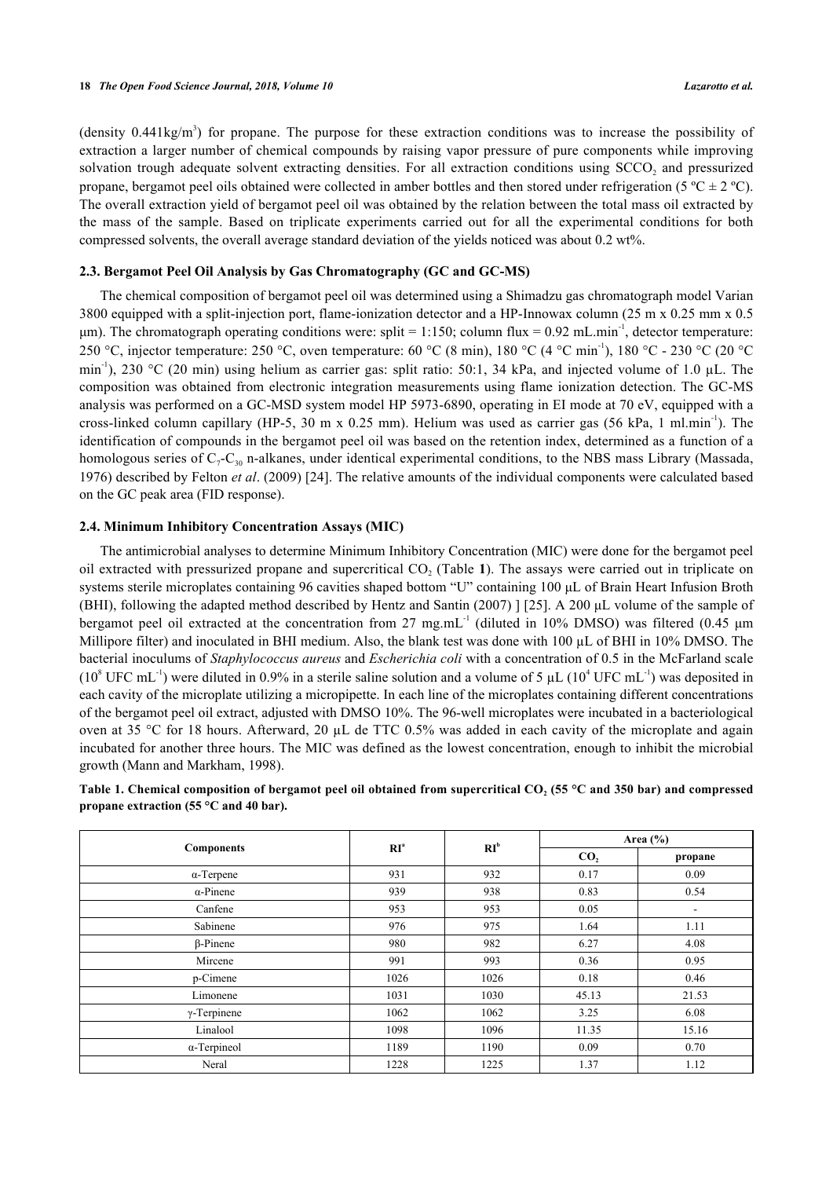(density $0.441 kg/m^3$) for propane. The purpose for these extraction conditions was to increase the possibility of extraction a larger number of chemical compounds by raising vapor pressure of pure components while improving solvation trough adequate solvent extracting densities. For all extraction conditions using $SCCO_2$ and pressurized propane, bergamot peel oils obtained were collected in amber bottles and then stored under refrigeration (5 ºC ± 2 ºC). The overall extraction yield of bergamot peel oil was obtained by the relation between the total mass oil extracted by the mass of the sample. Based on triplicate experiments carried out for all the experimental conditions for both compressed solvents, the overall average standard deviation of the yields noticed was about 0.2 wt%.

### 2.3. Bergamot Peel Oil Analysis by Gas Chromatography (GC and GC-MS)

The chemical composition of bergamot peel oil was determined using a Shimadzu gas chromatograph model Varian 3800 equipped with a split-injection port, flame-ionization detector and a HP-Innowax column (25 m x 0.25 mm x 0.5 µm). The chromatograph operating conditions were: split = 1:150; column flux = 0.92 $mL.min^{-1}$, detector temperature: 250 °C, injector temperature: 250 °C, oven temperature: 60 °C (8 min), 180 °C (4 °C $min^{-1}$), 180 °C - 230 °C (20 °C $min^{-1}$), 230 °C (20 min) using helium as carrier gas: split ratio: 50:1, 34 kPa, and injected volume of 1.0 µL. The composition was obtained from electronic integration measurements using flame ionization detection. The GC-MS analysis was performed on a GC-MSD system model HP 5973-6890, operating in EI mode at 70 eV, equipped with a cross-linked column capillary (HP-5, 30 m x 0.25 mm). Helium was used as carrier gas (56 kPa, 1 $ml.min^{-1}$). The identification of compounds in the bergamot peel oil was based on the retention index, determined as a function of a homologous series of $C_7$-$C_{30}$ n-alkanes, under identical experimental conditions, to the NBS mass Library (Massada, 1976) described by Felton *et al*. (2009) [24]. The relative amounts of the individual components were calculated based on the GC peak area (FID response).

### 2.4. Minimum Inhibitory Concentration Assays (MIC)

The antimicrobial analyses to determine Minimum Inhibitory Concentration (MIC) were done for the bergamot peel oil extracted with pressurized propane and supercritical $CO_2$ (Table **1**). The assays were carried out in triplicate on systems sterile microplates containing 96 cavities shaped bottom "U" containing 100 µL of Brain Heart Infusion Broth (BHI), following the adapted method described by Hentz and Santin (2007) ] [25]. A 200 µL volume of the sample of bergamot peel oil extracted at the concentration from 27 $mg.mL^{-1}$ (diluted in 10% DMSO) was filtered (0.45 µm Millipore filter) and inoculated in BHI medium. Also, the blank test was done with 100 µL of BHI in 10% DMSO. The bacterial inoculums of *Staphylococcus aureus* and *Escherichia coli* with a concentration of 0.5 in the McFarland scale ($10^8$ UFC $mL^{-1}$) were diluted in 0.9% in a sterile saline solution and a volume of 5 µL ($10^4$ UFC $mL^{-1}$) was deposited in each cavity of the microplate utilizing a micropipette. In each line of the microplates containing different concentrations of the bergamot peel oil extract, adjusted with DMSO 10%. The 96-well microplates were incubated in a bacteriological oven at 35 °C for 18 hours. Afterward, 20 µL de TTC 0.5% was added in each cavity of the microplate and again incubated for another three hours. The MIC was defined as the lowest concentration, enough to inhibit the microbial growth (Mann and Markham, 1998).

**Table 1. Chemical composition of bergamot peel oil obtained from supercritical $CO_2$ (55 °C and 350 bar) and compressed propane extraction (55 °C and 40 bar).**

| Components | RI[a] | RI[b] | Area (%) | |
|---|---|---|---|---|
| | | | $CO_2$ | propane |
| α-Terpene | 931 | 932 | 0.17 | 0.09 |
| α-Pinene | 939 | 938 | 0.83 | 0.54 |
| Canfene | 953 | 953 | 0.05 | - |
| Sabinene | 976 | 975 | 1.64 | 1.11 |
| β-Pinene | 980 | 982 | 6.27 | 4.08 |
| Mircene | 991 | 993 | 0.36 | 0.95 |
| p-Cimene | 1026 | 1026 | 0.18 | 0.46 |
| Limonene | 1031 | 1030 | 45.13 | 21.53 |
| γ-Terpinene | 1062 | 1062 | 3.25 | 6.08 |
| Linalool | 1098 | 1096 | 11.35 | 15.16 |
| α-Terpineol | 1189 | 1190 | 0.09 | 0.70 |
| Neral | 1228 | 1225 | 1.37 | 1.12 |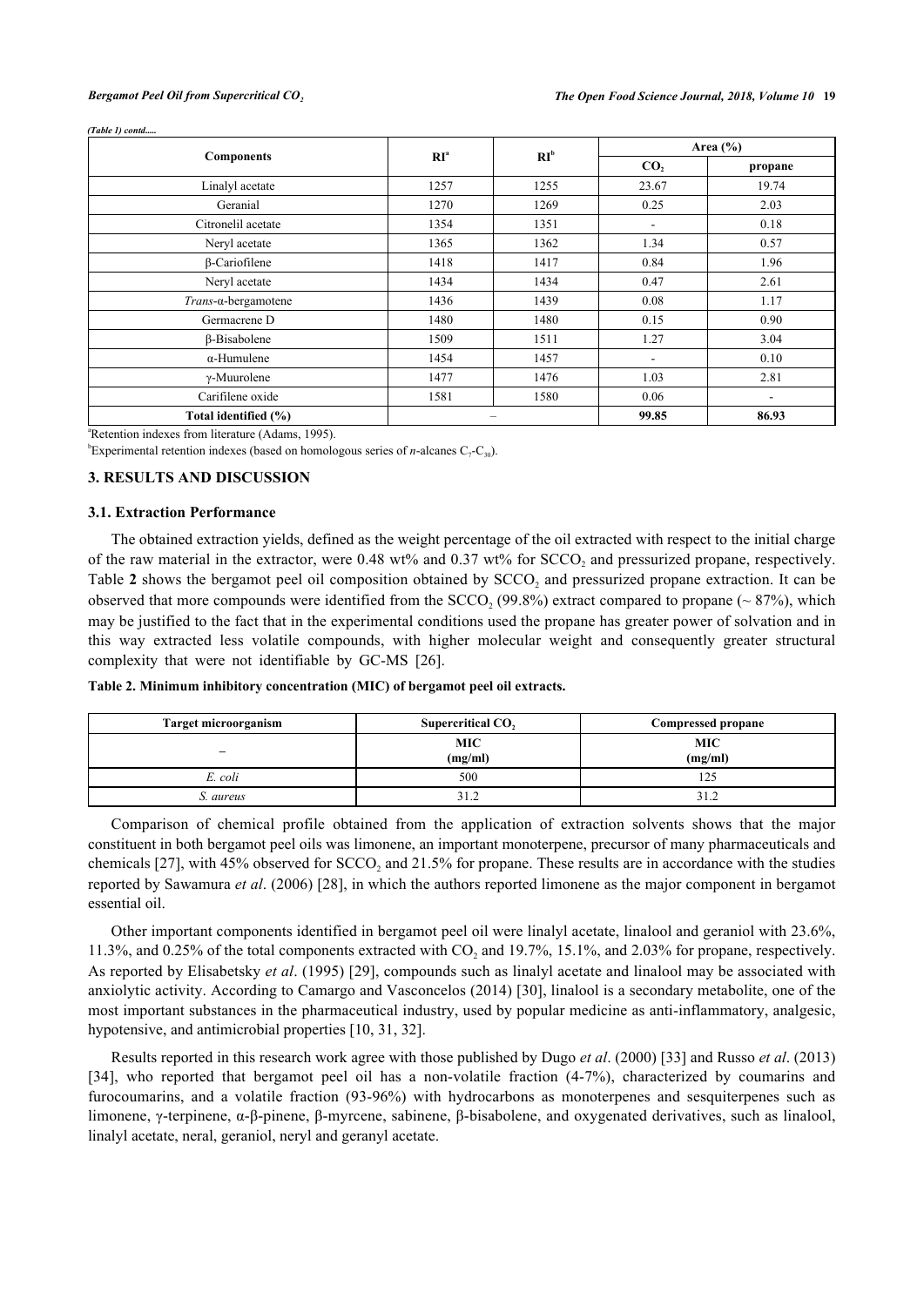*(Table 1) contd.....*

| Components | RI[a] | RI[b] | Area (%) | |
|---|---|---|---|---|
| | | | $CO_2$ | propane |
| Linalyl acetate | 1257 | 1255 | 23.67 | 19.74 |
| Geranial | 1270 | 1269 | 0.25 | 2.03 |
| Citronelil acetate | 1354 | 1351 | - | 0.18 |
| Neryl acetate | 1365 | 1362 | 1.34 | 0.57 |
| β-Cariofilene | 1418 | 1417 | 0.84 | 1.96 |
| Neryl acetate | 1434 | 1434 | 0.47 | 2.61 |
| *Trans*-α-bergamotene | 1436 | 1439 | 0.08 | 1.17 |
| Germacrene D | 1480 | 1480 | 0.15 | 0.90 |
| β-Bisabolene | 1509 | 1511 | 1.27 | 3.04 |
| α-Humulene | 1454 | 1457 | - | 0.10 |
| γ-Muurolene | 1477 | 1476 | 1.03 | 2.81 |
| Carifilene oxide | 1581 | 1580 | 0.06 | - |
| **Total identified (%)** | – | | **99.85** | **86.93** |

[a]Retention indexes from literature (Adams, 1995).

[b]Experimental retention indexes (based on homologous series of *n*-alcanes $C_7$-$C_{30}$).

## 3. RESULTS AND DISCUSSION

### 3.1. Extraction Performance

The obtained extraction yields, defined as the weight percentage of the oil extracted with respect to the initial charge of the raw material in the extractor, were 0.48 wt% and 0.37 wt% for $SCCO_2$ and pressurized propane, respectively. Table **2** shows the bergamot peel oil composition obtained by $SCCO_2$ and pressurized propane extraction. It can be observed that more compounds were identified from the $SCCO_2$ (99.8%) extract compared to propane (~ 87%), which may be justified to the fact that in the experimental conditions used the propane has greater power of solvation and in this way extracted less volatile compounds, with higher molecular weight and consequently greater structural complexity that were not identifiable by GC-MS [26].

**Table 2. Minimum inhibitory concentration (MIC) of bergamot peel oil extracts.**

| Target microorganism | Supercritical $CO_2$ | Compressed propane |
|---|---|---|
| – | MIC (mg/ml) | MIC (mg/ml) |
| *E. coli* | 500 | 125 |
| *S. aureus* | 31.2 | 31.2 |

Comparison of chemical profile obtained from the application of extraction solvents shows that the major constituent in both bergamot peel oils was limonene, an important monoterpene, precursor of many pharmaceuticals and chemicals [27], with 45% observed for $SCCO_2$ and 21.5% for propane. These results are in accordance with the studies reported by Sawamura *et al*. (2006) [28], in which the authors reported limonene as the major component in bergamot essential oil.

Other important components identified in bergamot peel oil were linalyl acetate, linalool and geraniol with 23.6%, 11.3%, and 0.25% of the total components extracted with $CO_2$ and 19.7%, 15.1%, and 2.03% for propane, respectively. As reported by Elisabetsky *et al*. (1995) [29], compounds such as linalyl acetate and linalool may be associated with anxiolytic activity. According to Camargo and Vasconcelos (2014) [30], linalool is a secondary metabolite, one of the most important substances in the pharmaceutical industry, used by popular medicine as anti-inflammatory, analgesic, hypotensive, and antimicrobial properties [10, 31, 32].

Results reported in this research work agree with those published by Dugo *et al*. (2000) [33] and Russo *et al*. (2013) [34], who reported that bergamot peel oil has a non-volatile fraction (4-7%), characterized by coumarins and furocoumarins, and a volatile fraction (93-96%) with hydrocarbons as monoterpenes and sesquiterpenes such as limonene, γ-terpinene, α-β-pinene, β-myrcene, sabinene, β-bisabolene, and oxygenated derivatives, such as linalool, linalyl acetate, neral, geraniol, neryl and geranyl acetate.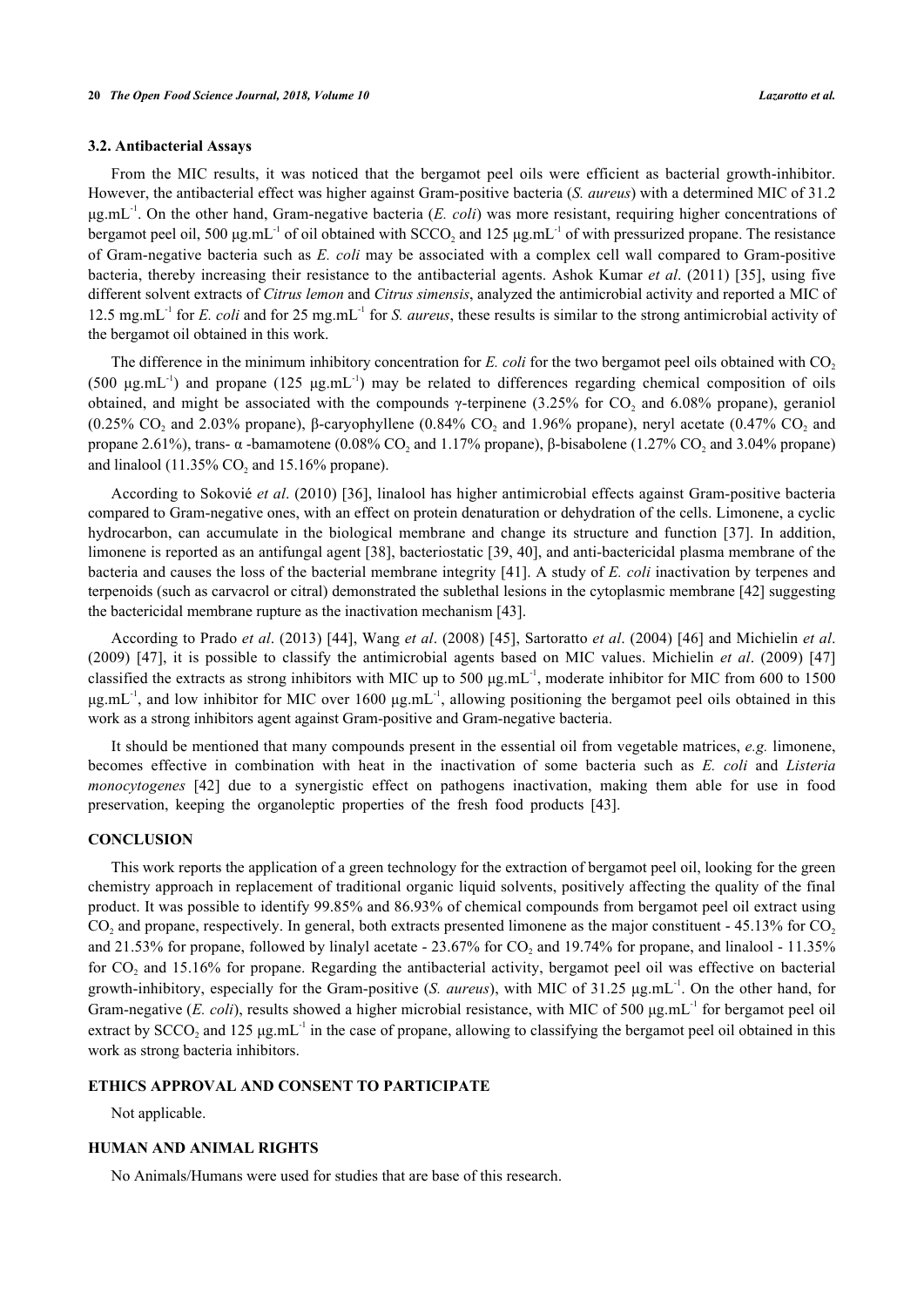### 3.2. Antibacterial Assays

From the MIC results, it was noticed that the bergamot peel oils were efficient as bacterial growth-inhibitor. However, the antibacterial effect was higher against Gram-positive bacteria (*S. aureus*) with a determined MIC of 31.2 $\mu g.mL^{-1}$. On the other hand, Gram-negative bacteria (*E. coli*) was more resistant, requiring higher concentrations of bergamot peel oil, 500 $\mu g.mL^{-1}$ of oil obtained with $SCCO_2$ and 125 $\mu g.mL^{-1}$ of with pressurized propane. The resistance of Gram-negative bacteria such as *E. coli* may be associated with a complex cell wall compared to Gram-positive bacteria, thereby increasing their resistance to the antibacterial agents. Ashok Kumar *et al*. (2011) [35], using five different solvent extracts of *Citrus lemon* and *Citrus simensis*, analyzed the antimicrobial activity and reported a MIC of 12.5 $mg.mL^{-1}$ for *E. coli* and for 25 $mg.mL^{-1}$ for *S. aureus*, these results is similar to the strong antimicrobial activity of the bergamot oil obtained in this work.

The difference in the minimum inhibitory concentration for *E. coli* for the two bergamot peel oils obtained with $CO_2$ (500 $\mu g.mL^{-1}$) and propane (125 $\mu g.mL^{-1}$) may be related to differences regarding chemical composition of oils obtained, and might be associated with the compounds γ-terpinene (3.25% for $CO_2$ and 6.08% propane), geraniol (0.25% $CO_2$ and 2.03% propane), β-caryophyllene (0.84% $CO_2$ and 1.96% propane), neryl acetate (0.47% $CO_2$ and propane 2.61%), trans- α -bamamotene (0.08% $CO_2$ and 1.17% propane), β-bisabolene (1.27% $CO_2$ and 3.04% propane) and linalool (11.35% $CO_2$ and 15.16% propane).

According to Soković *et al*. (2010) [36], linalool has higher antimicrobial effects against Gram-positive bacteria compared to Gram-negative ones, with an effect on protein denaturation or dehydration of the cells. Limonene, a cyclic hydrocarbon, can accumulate in the biological membrane and change its structure and function [37]. In addition, limonene is reported as an antifungal agent [38], bacteriostatic [39, 40], and anti-bactericidal plasma membrane of the bacteria and causes the loss of the bacterial membrane integrity [41]. A study of *E. coli* inactivation by terpenes and terpenoids (such as carvacrol or citral) demonstrated the sublethal lesions in the cytoplasmic membrane [42] suggesting the bactericidal membrane rupture as the inactivation mechanism [43].

According to Prado *et al*. (2013) [44], Wang *et al*. (2008) [45], Sartoratto *et al*. (2004) [46] and Michielin *et al*. (2009) [47], it is possible to classify the antimicrobial agents based on MIC values. Michielin *et al*. (2009) [47] classified the extracts as strong inhibitors with MIC up to 500 $\mu g.mL^{-1}$, moderate inhibitor for MIC from 600 to 1500 $\mu g.mL^{-1}$, and low inhibitor for MIC over 1600 $\mu g.mL^{-1}$, allowing positioning the bergamot peel oils obtained in this work as a strong inhibitors agent against Gram-positive and Gram-negative bacteria.

It should be mentioned that many compounds present in the essential oil from vegetable matrices, *e.g.* limonene, becomes effective in combination with heat in the inactivation of some bacteria such as *E. coli* and *Listeria monocytogenes* [42] due to a synergistic effect on pathogens inactivation, making them able for use in food preservation, keeping the organoleptic properties of the fresh food products [43].

## CONCLUSION

This work reports the application of a green technology for the extraction of bergamot peel oil, looking for the green chemistry approach in replacement of traditional organic liquid solvents, positively affecting the quality of the final product. It was possible to identify 99.85% and 86.93% of chemical compounds from bergamot peel oil extract using $CO_2$ and propane, respectively. In general, both extracts presented limonene as the major constituent - 45.13% for $CO_2$ and 21.53% for propane, followed by linalyl acetate - 23.67% for $CO_2$ and 19.74% for propane, and linalool - 11.35% for $CO_2$ and 15.16% for propane. Regarding the antibacterial activity, bergamot peel oil was effective on bacterial growth-inhibitory, especially for the Gram-positive (*S. aureus*), with MIC of 31.25 $\mu g.mL^{-1}$. On the other hand, for Gram-negative (*E. coli*), results showed a higher microbial resistance, with MIC of 500 $\mu g.mL^{-1}$ for bergamot peel oil extract by $SCCO_2$ and 125 $\mu g.mL^{-1}$ in the case of propane, allowing to classifying the bergamot peel oil obtained in this work as strong bacteria inhibitors.

## ETHICS APPROVAL AND CONSENT TO PARTICIPATE

Not applicable.

## HUMAN AND ANIMAL RIGHTS

No Animals/Humans were used for studies that are base of this research.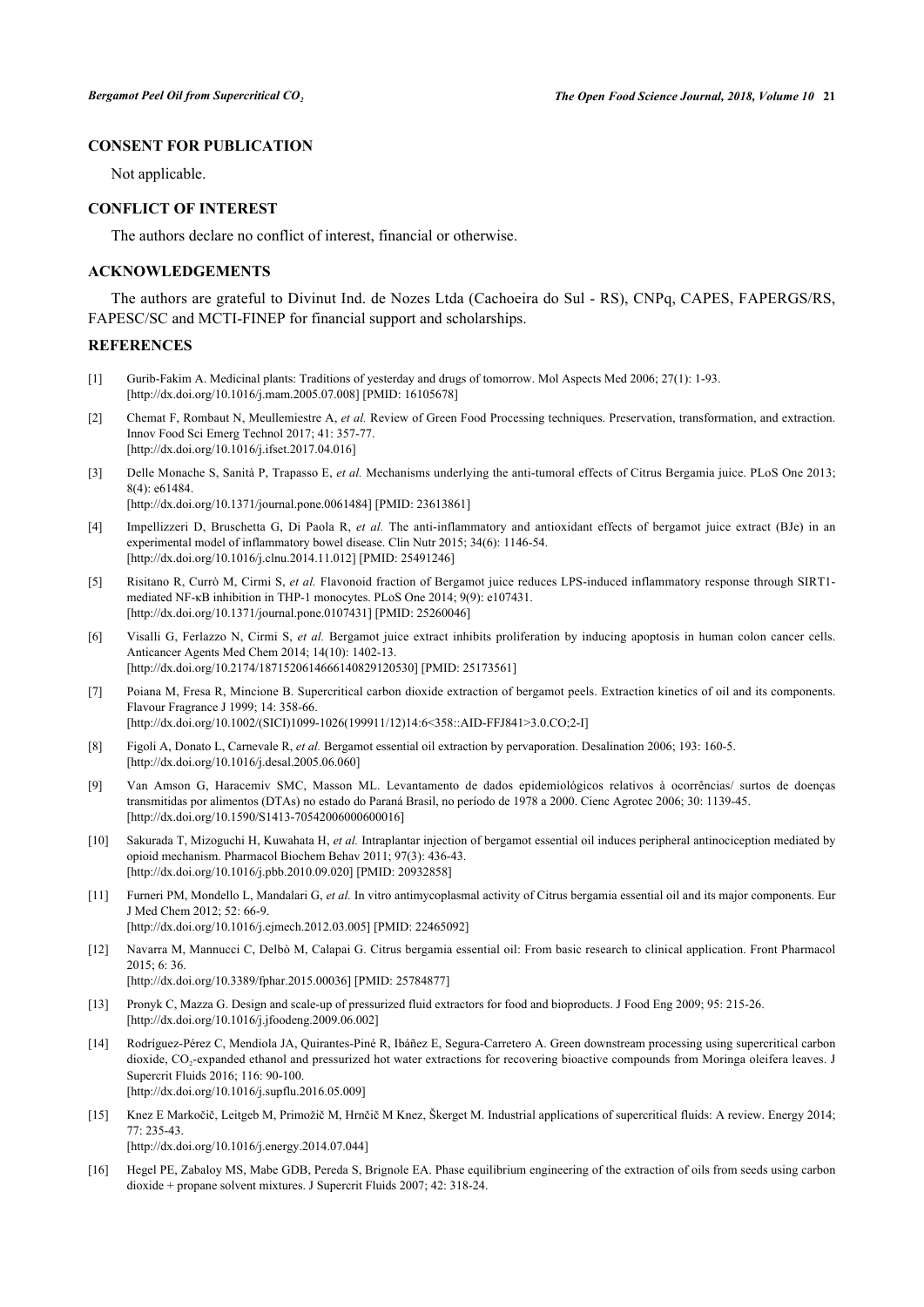## CONSENT FOR PUBLICATION

Not applicable.

## CONFLICT OF INTEREST

The authors declare no conflict of interest, financial or otherwise.

## ACKNOWLEDGEMENTS

The authors are grateful to Divinut Ind. de Nozes Ltda (Cachoeira do Sul - RS), CNPq, CAPES, FAPERGS/RS, FAPESC/SC and MCTI-FINEP for financial support and scholarships.

## REFERENCES

[1] Gurib-Fakim A. Medicinal plants: Traditions of yesterday and drugs of tomorrow. Mol Aspects Med 2006; 27(1): 1-93. [http://dx.doi.org/10.1016/j.mam.2005.07.008] [PMID: 16105678]

[2] Chemat F, Rombaut N, Meullemiestre A, *et al.* Review of Green Food Processing techniques. Preservation, transformation, and extraction. Innov Food Sci Emerg Technol 2017; 41: 357-77. [http://dx.doi.org/10.1016/j.ifset.2017.04.016]

[3] Delle Monache S, Sanità P, Trapasso E, *et al.* Mechanisms underlying the anti-tumoral effects of Citrus Bergamia juice. PLoS One 2013; 8(4): e61484. [http://dx.doi.org/10.1371/journal.pone.0061484] [PMID: 23613861]

[4] Impellizzeri D, Bruschetta G, Di Paola R, *et al.* The anti-inflammatory and antioxidant effects of bergamot juice extract (BJe) in an experimental model of inflammatory bowel disease. Clin Nutr 2015; 34(6): 1146-54. [http://dx.doi.org/10.1016/j.clnu.2014.11.012] [PMID: 25491246]

[5] Risitano R, Currò M, Cirmi S, *et al.* Flavonoid fraction of Bergamot juice reduces LPS-induced inflammatory response through SIRT1-mediated NF-κB inhibition in THP-1 monocytes. PLoS One 2014; 9(9): e107431. [http://dx.doi.org/10.1371/journal.pone.0107431] [PMID: 25260046]

[6] Visalli G, Ferlazzo N, Cirmi S, *et al.* Bergamot juice extract inhibits proliferation by inducing apoptosis in human colon cancer cells. Anticancer Agents Med Chem 2014; 14(10): 1402-13. [http://dx.doi.org/10.2174/1871520614666140829120530] [PMID: 25173561]

[7] Poiana M, Fresa R, Mincione B. Supercritical carbon dioxide extraction of bergamot peels. Extraction kinetics of oil and its components. Flavour Fragrance J 1999; 14: 358-66. [http://dx.doi.org/10.1002/(SICI)1099-1026(199911/12)14:6<358::AID-FFJ841>3.0.CO;2-I]

[8] Figoli A, Donato L, Carnevale R, *et al.* Bergamot essential oil extraction by pervaporation. Desalination 2006; 193: 160-5. [http://dx.doi.org/10.1016/j.desal.2005.06.060]

[9] Van Amson G, Haracemiv SMC, Masson ML. Levantamento de dados epidemiológicos relativos à ocorrências/ surtos de doenças transmitidas por alimentos (DTAs) no estado do Paraná Brasil, no período de 1978 a 2000. Cienc Agrotec 2006; 30: 1139-45. [http://dx.doi.org/10.1590/S1413-70542006000600016]

[10] Sakurada T, Mizoguchi H, Kuwahata H, *et al.* Intraplantar injection of bergamot essential oil induces peripheral antinociception mediated by opioid mechanism. Pharmacol Biochem Behav 2011; 97(3): 436-43. [http://dx.doi.org/10.1016/j.pbb.2010.09.020] [PMID: 20932858]

[11] Furneri PM, Mondello L, Mandalari G, *et al.* In vitro antimycoplasmal activity of Citrus bergamia essential oil and its major components. Eur J Med Chem 2012; 52: 66-9. [http://dx.doi.org/10.1016/j.ejmech.2012.03.005] [PMID: 22465092]

[12] Navarra M, Mannucci C, Delbò M, Calapai G. Citrus bergamia essential oil: From basic research to clinical application. Front Pharmacol 2015; 6: 36. [http://dx.doi.org/10.3389/fphar.2015.00036] [PMID: 25784877]

[13] Pronyk C, Mazza G. Design and scale-up of pressurized fluid extractors for food and bioproducts. J Food Eng 2009; 95: 215-26. [http://dx.doi.org/10.1016/j.jfoodeng.2009.06.002]

[14] Rodríguez-Pérez C, Mendiola JA, Quirantes-Piné R, Ibáñez E, Segura-Carretero A. Green downstream processing using supercritical carbon dioxide, $CO_2$-expanded ethanol and pressurized hot water extractions for recovering bioactive compounds from Moringa oleifera leaves. J Supercrit Fluids 2016; 116: 90-100. [http://dx.doi.org/10.1016/j.supflu.2016.05.009]

[15] Knez E Markočič, Leitgeb M, Primožič M, Hrnčič M Knez, Škerget M. Industrial applications of supercritical fluids: A review. Energy 2014; 77: 235-43. [http://dx.doi.org/10.1016/j.energy.2014.07.044]

[16] Hegel PE, Zabaloy MS, Mabe GDB, Pereda S, Brignole EA. Phase equilibrium engineering of the extraction of oils from seeds using carbon dioxide + propane solvent mixtures. J Supercrit Fluids 2007; 42: 318-24.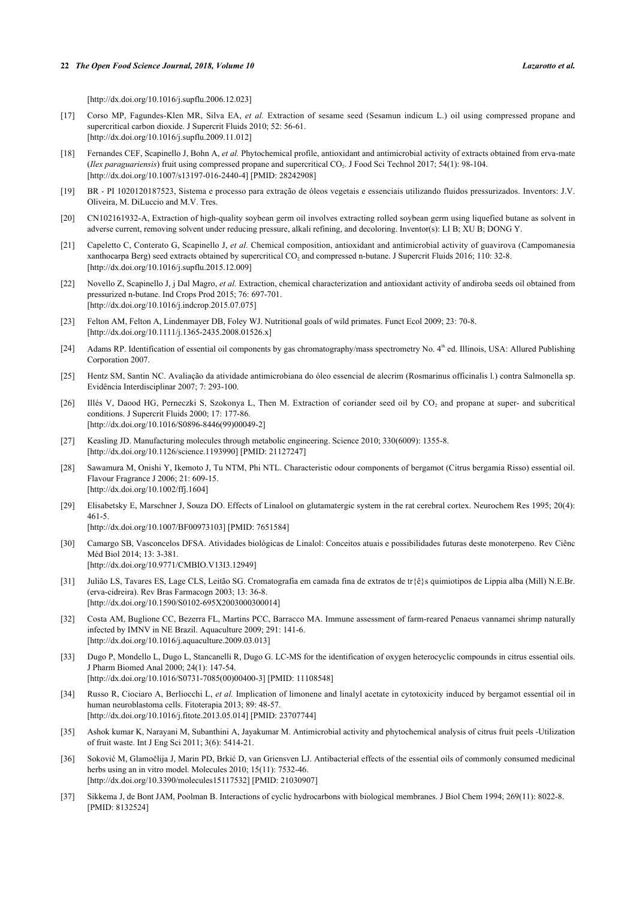[http://dx.doi.org/10.1016/j.supflu.2006.12.023]

[17] Corso MP, Fagundes-Klen MR, Silva EA, *et al.* Extraction of sesame seed (Sesamun indicum L.) oil using compressed propane and supercritical carbon dioxide. J Supercrit Fluids 2010; 52: 56-61.
[http://dx.doi.org/10.1016/j.supflu.2009.11.012]

[18] Fernandes CEF, Scapinello J, Bohn A, *et al.* Phytochemical profile, antioxidant and antimicrobial activity of extracts obtained from erva-mate (*Ilex paraguariensis*) fruit using compressed propane and supercritical $CO_2$. J Food Sci Technol 2017; 54(1): 98-104.
[http://dx.doi.org/10.1007/s13197-016-2440-4] [PMID: 28242908]

[19] BR - PI 1020120187523, Sistema e processo para extração de óleos vegetais e essenciais utilizando fluidos pressurizados. Inventors: J.V. Oliveira, M. DiLuccio and M.V. Tres.

[20] CN102161932-A, Extraction of high-quality soybean germ oil involves extracting rolled soybean germ using liquefied butane as solvent in adverse current, removing solvent under reducing pressure, alkali refining, and decoloring. Inventor(s): LI B; XU B; DONG Y.

[21] Capeletto C, Conterato G, Scapinello J, *et al.* Chemical composition, antioxidant and antimicrobial activity of guavirova (Campomanesia xanthocarpa Berg) seed extracts obtained by supercritical $CO_2$ and compressed n-butane. J Supercrit Fluids 2016; 110: 32-8.
[http://dx.doi.org/10.1016/j.supflu.2015.12.009]

[22] Novello Z, Scapinello J, j Dal Magro, *et al.* Extraction, chemical characterization and antioxidant activity of andiroba seeds oil obtained from pressurized n-butane. Ind Crops Prod 2015; 76: 697-701.
[http://dx.doi.org/10.1016/j.indcrop.2015.07.075]

[23] Felton AM, Felton A, Lindenmayer DB, Foley WJ. Nutritional goals of wild primates. Funct Ecol 2009; 23: 70-8.
[http://dx.doi.org/10.1111/j.1365-2435.2008.01526.x]

[24] Adams RP. Identification of essential oil components by gas chromatography/mass spectrometry No. 4th ed. Illinois, USA: Allured Publishing Corporation 2007.

[25] Hentz SM, Santin NC. Avaliação da atividade antimicrobiana do óleo essencial de alecrim (Rosmarinus officinalis l.) contra Salmonella sp. Evidência Interdisciplinar 2007; 7: 293-100.

[26] Illés V, Daood HG, Perneczki S, Szokonya L, Then M. Extraction of coriander seed oil by $CO_2$ and propane at super- and subcritical conditions. J Supercrit Fluids 2000; 17: 177-86.
[http://dx.doi.org/10.1016/S0896-8446(99)00049-2]

[27] Keasling JD. Manufacturing molecules through metabolic engineering. Science 2010; 330(6009): 1355-8.
[http://dx.doi.org/10.1126/science.1193990] [PMID: 21127247]

[28] Sawamura M, Onishi Y, Ikemoto J, Tu NTM, Phi NTL. Characteristic odour components of bergamot (Citrus bergamia Risso) essential oil. Flavour Fragrance J 2006; 21: 609-15.
[http://dx.doi.org/10.1002/ffj.1604]

[29] Elisabetsky E, Marschner J, Souza DO. Effects of Linalool on glutamatergic system in the rat cerebral cortex. Neurochem Res 1995; 20(4): 461-5.
[http://dx.doi.org/10.1007/BF00973103] [PMID: 7651584]

[30] Camargo SB, Vasconcelos DFSA. Atividades biológicas de Linalol: Conceitos atuais e possibilidades futuras deste monoterpeno. Rev Ciênc Méd Biol 2014; 13: 3-381.
[http://dx.doi.org/10.9771/CMBIO.V13I3.12949]

[31] Julião LS, Tavares ES, Lage CLS, Leitão SG. Cromatografia em camada fina de extratos de tr{ê}s quimiotipos de Lippia alba (Mill) N.E.Br. (erva-cidreira). Rev Bras Farmacogn 2003; 13: 36-8.
[http://dx.doi.org/10.1590/S0102-695X2003000300014]

[32] Costa AM, Buglione CC, Bezerra FL, Martins PCC, Barracco MA. Immune assessment of farm-reared Penaeus vannamei shrimp naturally infected by IMNV in NE Brazil. Aquaculture 2009; 291: 141-6.
[http://dx.doi.org/10.1016/j.aquaculture.2009.03.013]

[33] Dugo P, Mondello L, Dugo L, Stancanelli R, Dugo G. LC-MS for the identification of oxygen heterocyclic compounds in citrus essential oils. J Pharm Biomed Anal 2000; 24(1): 147-54.
[http://dx.doi.org/10.1016/S0731-7085(00)00400-3] [PMID: 11108548]

[34] Russo R, Ciociaro A, Berliocchi L, *et al.* Implication of limonene and linalyl acetate in cytotoxicity induced by bergamot essential oil in human neuroblastoma cells. Fitoterapia 2013; 89: 48-57.
[http://dx.doi.org/10.1016/j.fitote.2013.05.014] [PMID: 23707744]

[35] Ashok kumar K, Narayani M, Subanthini A, Jayakumar M. Antimicrobial activity and phytochemical analysis of citrus fruit peels -Utilization of fruit waste. Int J Eng Sci 2011; 3(6): 5414-21.

[36] Soković M, Glamočlija J, Marin PD, Brkić D, van Griensven LJ. Antibacterial effects of the essential oils of commonly consumed medicinal herbs using an in vitro model. Molecules 2010; 15(11): 7532-46.
[http://dx.doi.org/10.3390/molecules15117532] [PMID: 21030907]

[37] Sikkema J, de Bont JAM, Poolman B. Interactions of cyclic hydrocarbons with biological membranes. J Biol Chem 1994; 269(11): 8022-8.
[PMID: 8132524]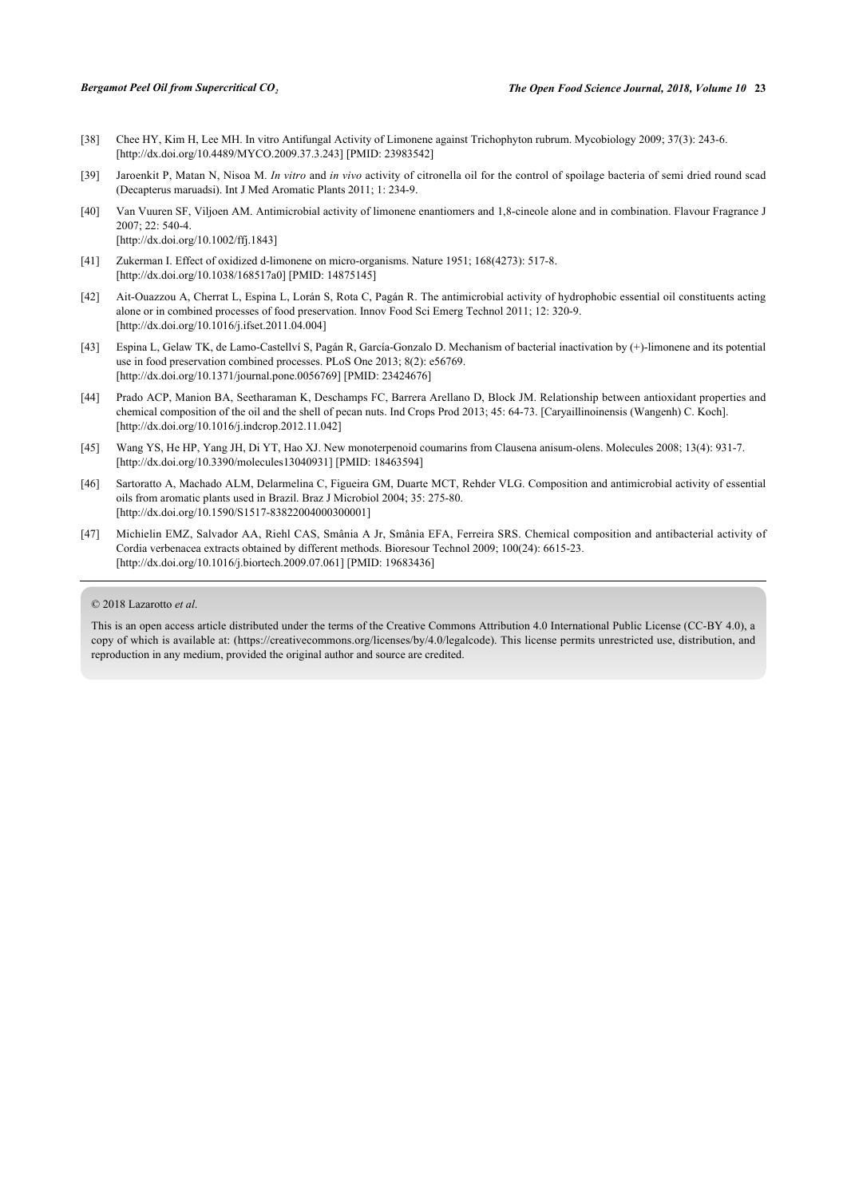[38] Chee HY, Kim H, Lee MH. In vitro Antifungal Activity of Limonene against Trichophyton rubrum. Mycobiology 2009; 37(3): 243-6. [http://dx.doi.org/10.4489/MYCO.2009.37.3.243] [PMID: 23983542]

[39] Jaroenkit P, Matan N, Nisoa M. *In vitro* and *in vivo* activity of citronella oil for the control of spoilage bacteria of semi dried round scad (Decapterus maruadsi). Int J Med Aromatic Plants 2011; 1: 234-9.

[40] Van Vuuren SF, Viljoen AM. Antimicrobial activity of limonene enantiomers and 1,8-cineole alone and in combination. Flavour Fragrance J 2007; 22: 540-4. [http://dx.doi.org/10.1002/ffj.1843]

[41] Zukerman I. Effect of oxidized d-limonene on micro-organisms. Nature 1951; 168(4273): 517-8. [http://dx.doi.org/10.1038/168517a0] [PMID: 14875145]

[42] Ait-Ouazzou A, Cherrat L, Espina L, Lorán S, Rota C, Pagán R. The antimicrobial activity of hydrophobic essential oil constituents acting alone or in combined processes of food preservation. Innov Food Sci Emerg Technol 2011; 12: 320-9. [http://dx.doi.org/10.1016/j.ifset.2011.04.004]

[43] Espina L, Gelaw TK, de Lamo-Castellví S, Pagán R, García-Gonzalo D. Mechanism of bacterial inactivation by (+)-limonene and its potential use in food preservation combined processes. PLoS One 2013; 8(2): e56769. [http://dx.doi.org/10.1371/journal.pone.0056769] [PMID: 23424676]

[44] Prado ACP, Manion BA, Seetharaman K, Deschamps FC, Barrera Arellano D, Block JM. Relationship between antioxidant properties and chemical composition of the oil and the shell of pecan nuts. Ind Crops Prod 2013; 45: 64-73. [Caryaillinoinensis (Wangenh) C. Koch]. [http://dx.doi.org/10.1016/j.indcrop.2012.11.042]

[45] Wang YS, He HP, Yang JH, Di YT, Hao XJ. New monoterpenoid coumarins from Clausena anisum-olens. Molecules 2008; 13(4): 931-7. [http://dx.doi.org/10.3390/molecules13040931] [PMID: 18463594]

[46] Sartoratto A, Machado ALM, Delarmelina C, Figueira GM, Duarte MCT, Rehder VLG. Composition and antimicrobial activity of essential oils from aromatic plants used in Brazil. Braz J Microbiol 2004; 35: 275-80. [http://dx.doi.org/10.1590/S1517-83822004000300001]

[47] Michielin EMZ, Salvador AA, Riehl CAS, Smânia A Jr, Smânia EFA, Ferreira SRS. Chemical composition and antibacterial activity of Cordia verbenacea extracts obtained by different methods. Bioresour Technol 2009; 100(24): 6615-23. [http://dx.doi.org/10.1016/j.biortech.2009.07.061] [PMID: 19683436]

---

© 2018 Lazarotto *et al*.

This is an open access article distributed under the terms of the Creative Commons Attribution 4.0 International Public License (CC-BY 4.0), a copy of which is available at: (https://creativecommons.org/licenses/by/4.0/legalcode). This license permits unrestricted use, distribution, and reproduction in any medium, provided the original author and source are credited.